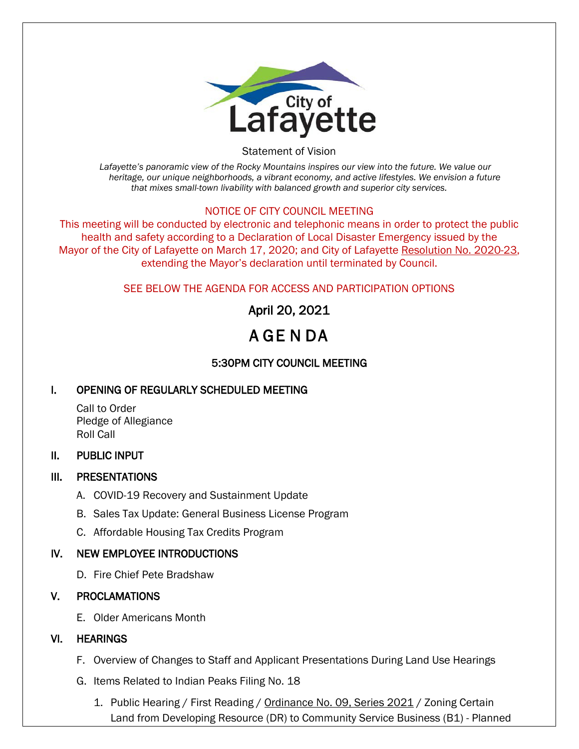City of Lafayette

Statement of Vision

*Lafayette's panoramic view of the Rocky Mountains inspires our view into the future. We value our heritage, our unique neighborhoods, a vibrant economy, and active lifestyles. We envision a future that mixes small-town livability with balanced growth and superior city services.*

NOTICE OF CITY COUNCIL MEETING

This meeting will be conducted by electronic and telephonic means in order to protect the public health and safety according to a Declaration of Local Disaster Emergency issued by the Mayor of the City of Lafayette on March 17, 2020; and City of Lafayette Resolution No. 2020-23, extending the Mayor's declaration until terminated by Council.

SEE BELOW THE AGENDA FOR ACCESS AND PARTICIPATION OPTIONS

April 20, 2021

# AGENDA

## 5:30PM CITY COUNCIL MEETING

## I. OPENING OF REGULARLY SCHEDULED MEETING

Call to Order
Pledge of Allegiance
Roll Call

## II. PUBLIC INPUT

## III. PRESENTATIONS

A. COVID-19 Recovery and Sustainment Update

B. Sales Tax Update: General Business License Program

C. Affordable Housing Tax Credits Program

## IV. NEW EMPLOYEE INTRODUCTIONS

D. Fire Chief Pete Bradshaw

## V. PROCLAMATIONS

E. Older Americans Month

## VI. HEARINGS

F. Overview of Changes to Staff and Applicant Presentations During Land Use Hearings

G. Items Related to Indian Peaks Filing No. 18

1. Public Hearing / First Reading / Ordinance No. 09, Series 2021 / Zoning Certain Land from Developing Resource (DR) to Community Service Business (B1) - Planned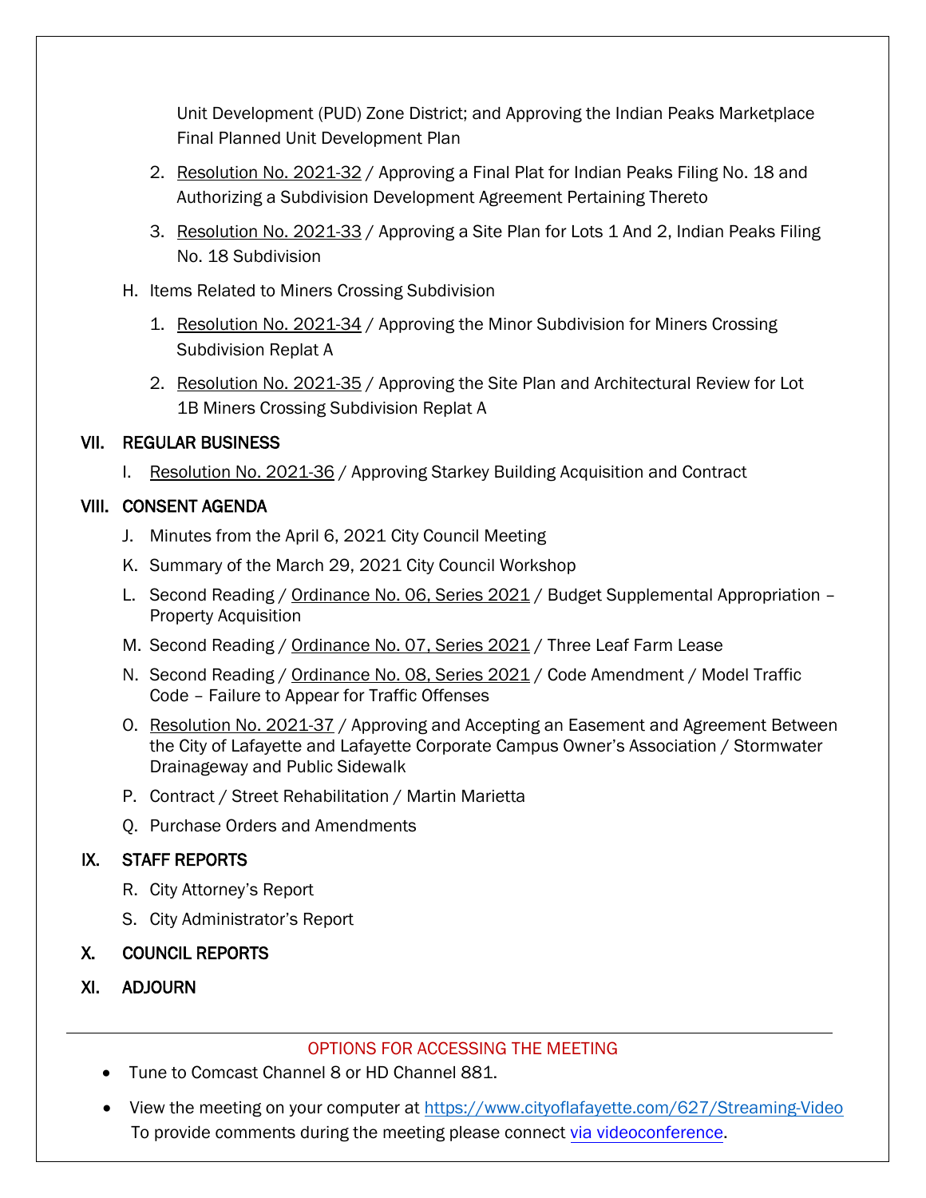Unit Development (PUD) Zone District; and Approving the Indian Peaks Marketplace Final Planned Unit Development Plan

2. Resolution No. 2021-32 / Approving a Final Plat for Indian Peaks Filing No. 18 and Authorizing a Subdivision Development Agreement Pertaining Thereto

3. Resolution No. 2021-33 / Approving a Site Plan for Lots 1 And 2, Indian Peaks Filing No. 18 Subdivision

H. Items Related to Miners Crossing Subdivision

1. Resolution No. 2021-34 / Approving the Minor Subdivision for Miners Crossing Subdivision Replat A

2. Resolution No. 2021-35 / Approving the Site Plan and Architectural Review for Lot 1B Miners Crossing Subdivision Replat A

## VII. REGULAR BUSINESS

I. Resolution No. 2021-36 / Approving Starkey Building Acquisition and Contract

## VIII. CONSENT AGENDA

J. Minutes from the April 6, 2021 City Council Meeting

K. Summary of the March 29, 2021 City Council Workshop

L. Second Reading / Ordinance No. 06, Series 2021 / Budget Supplemental Appropriation – Property Acquisition

M. Second Reading / Ordinance No. 07, Series 2021 / Three Leaf Farm Lease

N. Second Reading / Ordinance No. 08, Series 2021 / Code Amendment / Model Traffic Code – Failure to Appear for Traffic Offenses

O. Resolution No. 2021-37 / Approving and Accepting an Easement and Agreement Between the City of Lafayette and Lafayette Corporate Campus Owner's Association / Stormwater Drainageway and Public Sidewalk

P. Contract / Street Rehabilitation / Martin Marietta

Q. Purchase Orders and Amendments

## IX. STAFF REPORTS

R. City Attorney's Report

S. City Administrator's Report

## X. COUNCIL REPORTS

## XI. ADJOURN

---

OPTIONS FOR ACCESSING THE MEETING

- Tune to Comcast Channel 8 or HD Channel 881.
- View the meeting on your computer at https://www.cityoflafayette.com/627/Streaming-Video
  To provide comments during the meeting please connect via videoconference.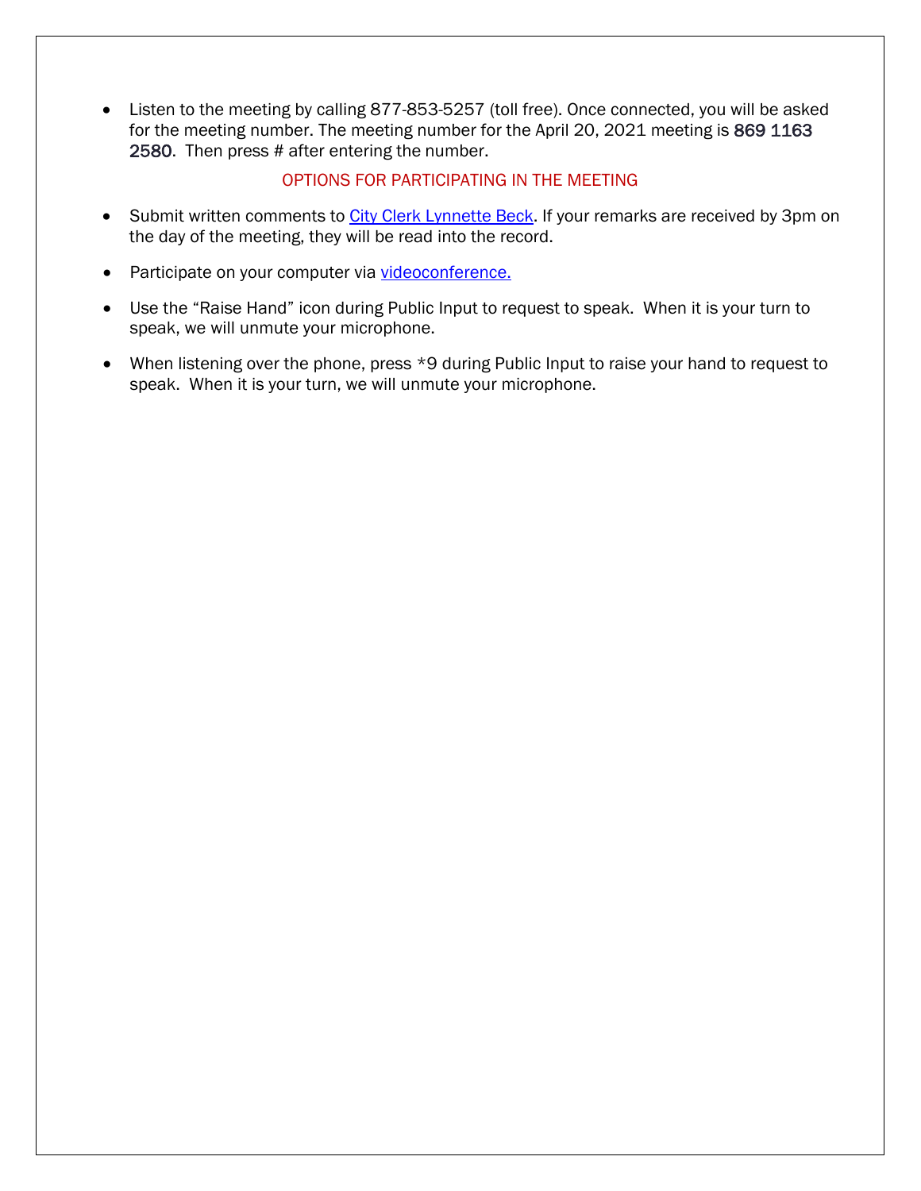- Listen to the meeting by calling 877-853-5257 (toll free). Once connected, you will be asked for the meeting number. The meeting number for the April 20, 2021 meeting is **869 1163 2580**. Then press # after entering the number.

OPTIONS FOR PARTICIPATING IN THE MEETING

- Submit written comments to City Clerk Lynnette Beck. If your remarks are received by 3pm on the day of the meeting, they will be read into the record.
- Participate on your computer via videoconference.
- Use the "Raise Hand" icon during Public Input to request to speak. When it is your turn to speak, we will unmute your microphone.
- When listening over the phone, press *9 during Public Input to raise your hand to request to speak. When it is your turn, we will unmute your microphone.